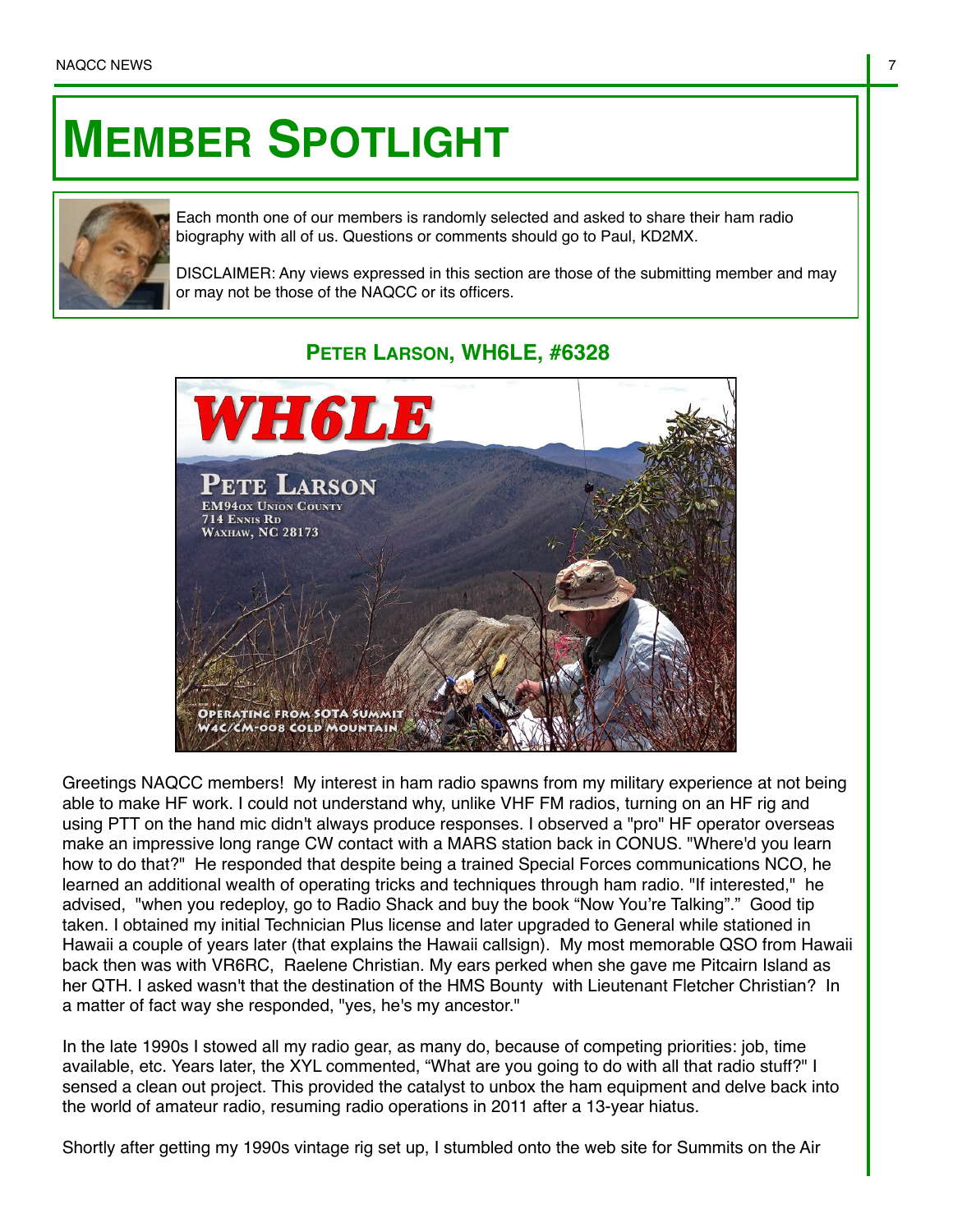# MEMBER SPOTLIGHT

Each month one of our members is randomly selected and asked to share their ham radio biography with all of us. Questions or comments should go to Paul, KD2MX.

DISCLAIMER: Any views expressed in this section are those of the submitting member and may or may not be those of the NAQCC or its officers.

## PETER LARSON, WH6LE, #6328

WH6LE

PETE LARSON
EM94ox UNION COUNTY
714 ENNIS RD
WAXHAW, NC 28173

OPERATING FROM SOTA SUMMIT
W4C/CM-008 COLD MOUNTAIN

Greetings NAQCC members! My interest in ham radio spawns from my military experience at not being able to make HF work. I could not understand why, unlike VHF FM radios, turning on an HF rig and using PTT on the hand mic didn't always produce responses. I observed a "pro" HF operator overseas make an impressive long range CW contact with a MARS station back in CONUS. "Where'd you learn how to do that?" He responded that despite being a trained Special Forces communications NCO, he learned an additional wealth of operating tricks and techniques through ham radio. "If interested," he advised, "when you redeploy, go to Radio Shack and buy the book "Now You're Talking"." Good tip taken. I obtained my initial Technician Plus license and later upgraded to General while stationed in Hawaii a couple of years later (that explains the Hawaii callsign). My most memorable QSO from Hawaii back then was with VR6RC, Raelene Christian. My ears perked when she gave me Pitcairn Island as her QTH. I asked wasn't that the destination of the HMS Bounty with Lieutenant Fletcher Christian? In a matter of fact way she responded, "yes, he's my ancestor."

In the late 1990s I stowed all my radio gear, as many do, because of competing priorities: job, time available, etc. Years later, the XYL commented, "What are you going to do with all that radio stuff?" I sensed a clean out project. This provided the catalyst to unbox the ham equipment and delve back into the world of amateur radio, resuming radio operations in 2011 after a 13-year hiatus.

Shortly after getting my 1990s vintage rig set up, I stumbled onto the web site for Summits on the Air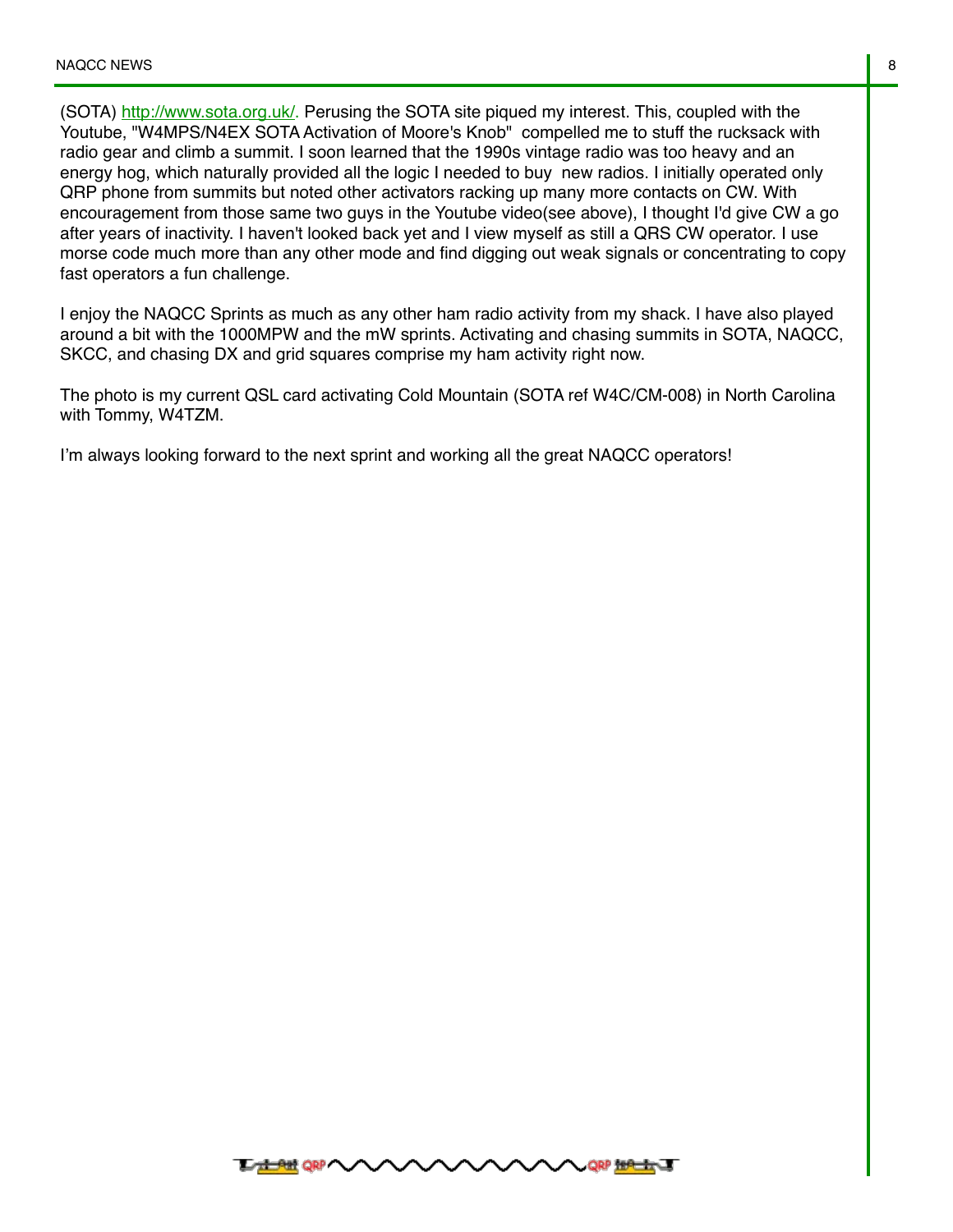(SOTA) [http://www.sota.org.uk/](http://www.sota.org.uk/). Perusing the SOTA site piqued my interest. This, coupled with the Youtube, "W4MPS/N4EX SOTA Activation of Moore's Knob" compelled me to stuff the rucksack with radio gear and climb a summit. I soon learned that the 1990s vintage radio was too heavy and an energy hog, which naturally provided all the logic I needed to buy new radios. I initially operated only QRP phone from summits but noted other activators racking up many more contacts on CW. With encouragement from those same two guys in the Youtube video(see above), I thought I'd give CW a go after years of inactivity. I haven't looked back yet and I view myself as still a QRS CW operator. I use morse code much more than any other mode and find digging out weak signals or concentrating to copy fast operators a fun challenge.

I enjoy the NAQCC Sprints as much as any other ham radio activity from my shack. I have also played around a bit with the 1000MPW and the mW sprints. Activating and chasing summits in SOTA, NAQCC, SKCC, and chasing DX and grid squares comprise my ham activity right now.

The photo is my current QSL card activating Cold Mountain (SOTA ref W4C/CM-008) in North Carolina with Tommy, W4TZM.

I'm always looking forward to the next sprint and working all the great NAQCC operators!